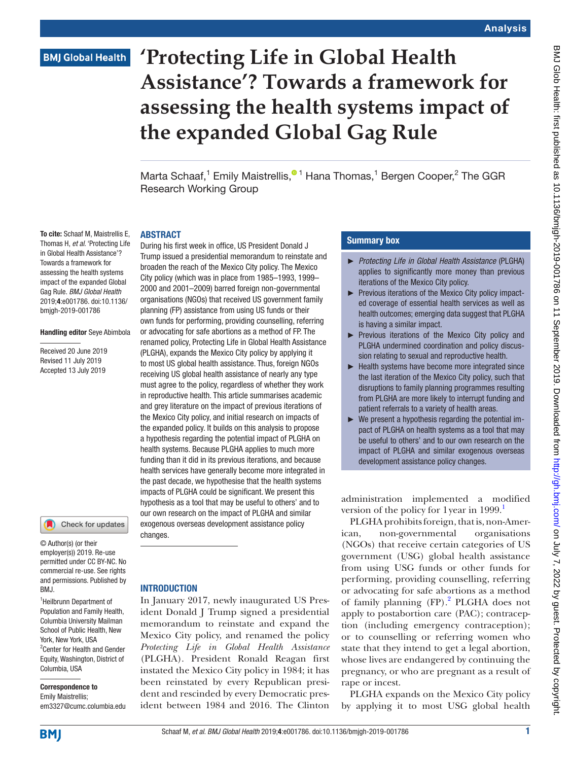# 'Protecting Life in Global Health Assistance'? Towards a framework for assessing the health systems impact of the expanded Global Gag Rule

Marta Schaaf,[1] Emily Maistrellis,[1] Hana Thomas,[1] Bergen Cooper,[2] The GGR Research Working Group

**To cite:** Schaaf M, Maistrellis E, Thomas H, *et al*. 'Protecting Life in Global Health Assistance'? Towards a framework for assessing the health systems impact of the expanded Global Gag Rule. *BMJ Global Health* 2019;**4**:e001786. doi:10.1136/bmjgh-2019-001786

**Handling editor** Seye Abimbola

Received 20 June 2019
Revised 11 July 2019
Accepted 13 July 2019

© Author(s) (or their employer(s)) 2019. Re-use permitted under CC BY-NC. No commercial re-use. See rights and permissions. Published by BMJ.

[1]Heilbrunn Department of Population and Family Health, Columbia University Mailman School of Public Health, New York, New York, USA
[2]Center for Health and Gender Equity, Washington, District of Columbia, USA

**Correspondence to**
Emily Maistrellis;
em3327@cumc.columbia.edu

## ABSTRACT

During his first week in office, US President Donald J Trump issued a presidential memorandum to reinstate and broaden the reach of the Mexico City policy. The Mexico City policy (which was in place from 1985–1993, 1999–2000 and 2001–2009) barred foreign non-governmental organisations (NGOs) that received US government family planning (FP) assistance from using US funds or their own funds for performing, providing counselling, referring or advocating for safe abortions as a method of FP. The renamed policy, Protecting Life in Global Health Assistance (PLGHA), expands the Mexico City policy by applying it to most US global health assistance. Thus, foreign NGOs receiving US global health assistance of nearly any type must agree to the policy, regardless of whether they work in reproductive health. This article summarises academic and grey literature on the impact of previous iterations of the Mexico City policy, and initial research on impacts of the expanded policy. It builds on this analysis to propose a hypothesis regarding the potential impact of PLGHA on health systems. Because PLGHA applies to much more funding than it did in its previous iterations, and because health services have generally become more integrated in the past decade, we hypothesise that the health systems impacts of PLGHA could be significant. We present this hypothesis as a tool that may be useful to others' and to our own research on the impact of PLGHA and similar exogenous overseas development assistance policy changes.

## Summary box

- *Protecting Life in Global Health Assistance* (PLGHA) applies to significantly more money than previous iterations of the Mexico City policy.
- Previous iterations of the Mexico City policy impacted coverage of essential health services as well as health outcomes; emerging data suggest that PLGHA is having a similar impact.
- Previous iterations of the Mexico City policy and PLGHA undermined coordination and policy discussion relating to sexual and reproductive health.
- Health systems have become more integrated since the last iteration of the Mexico City policy, such that disruptions to family planning programmes resulting from PLGHA are more likely to interrupt funding and patient referrals to a variety of health areas.
- We present a hypothesis regarding the potential impact of PLGHA on health systems as a tool that may be useful to others' and to our own research on the impact of PLGHA and similar exogenous overseas development assistance policy changes.

## INTRODUCTION

In January 2017, newly inaugurated US President Donald J Trump signed a presidential memorandum to reinstate and expand the Mexico City policy, and renamed the policy *Protecting Life in Global Health Assistance* (PLGHA). President Ronald Reagan first instated the Mexico City policy in 1984; it has been reinstated by every Republican president and rescinded by every Democratic president between 1984 and 2016. The Clinton administration implemented a modified version of the policy for 1 year in 1999.[1]

PLGHA prohibits foreign, that is, non-American, non-governmental organisations (NGOs) that receive certain categories of US government (USG) global health assistance from using USG funds or other funds for performing, providing counselling, referring or advocating for safe abortions as a method of family planning (FP).[2] PLGHA does not apply to postabortion care (PAC); contraception (including emergency contraception); or to counselling or referring women who state that they intend to get a legal abortion, whose lives are endangered by continuing the pregnancy, or who are pregnant as a result of rape or incest.

PLGHA expands on the Mexico City policy by applying it to most USG global health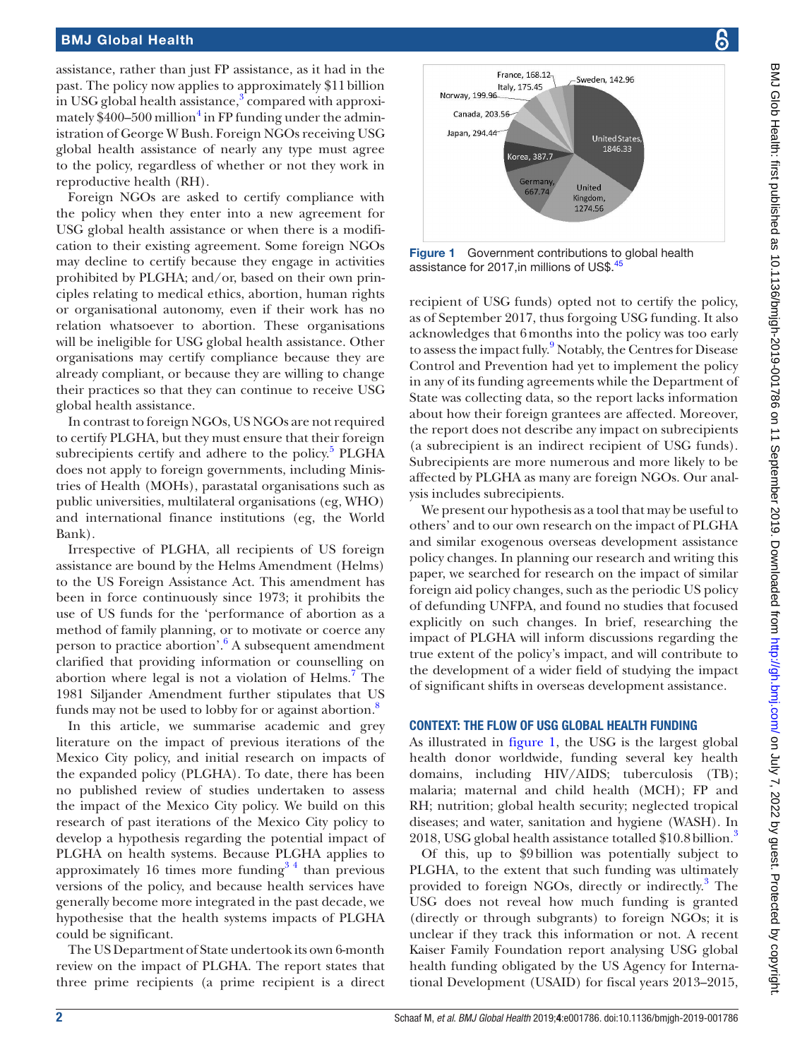assistance, rather than just FP assistance, as it had in the past. The policy now applies to approximately $11 billion in USG global health assistance,[3] compared with approximately $400–500 million[4] in FP funding under the administration of George W Bush. Foreign NGOs receiving USG global health assistance of nearly any type must agree to the policy, regardless of whether or not they work in reproductive health (RH).

Foreign NGOs are asked to certify compliance with the policy when they enter into a new agreement for USG global health assistance or when there is a modification to their existing agreement. Some foreign NGOs may decline to certify because they engage in activities prohibited by PLGHA; and/or, based on their own principles relating to medical ethics, abortion, human rights or organisational autonomy, even if their work has no relation whatsoever to abortion. These organisations will be ineligible for USG global health assistance. Other organisations may certify compliance because they are already compliant, or because they are willing to change their practices so that they can continue to receive USG global health assistance.

In contrast to foreign NGOs, US NGOs are not required to certify PLGHA, but they must ensure that their foreign subrecipients certify and adhere to the policy.[5] PLGHA does not apply to foreign governments, including Ministries of Health (MOHs), parastatal organisations such as public universities, multilateral organisations (eg, WHO) and international finance institutions (eg, the World Bank).

Irrespective of PLGHA, all recipients of US foreign assistance are bound by the Helms Amendment (Helms) to the US Foreign Assistance Act. This amendment has been in force continuously since 1973; it prohibits the use of US funds for the 'performance of abortion as a method of family planning, or to motivate or coerce any person to practice abortion'.[6] A subsequent amendment clarified that providing information or counselling on abortion where legal is not a violation of Helms.[7] The 1981 Siljander Amendment further stipulates that US funds may not be used to lobby for or against abortion.[8]

In this article, we summarise academic and grey literature on the impact of previous iterations of the Mexico City policy, and initial research on impacts of the expanded policy (PLGHA). To date, there has been no published review of studies undertaken to assess the impact of the Mexico City policy. We build on this research of past iterations of the Mexico City policy to develop a hypothesis regarding the potential impact of PLGHA on health systems. Because PLGHA applies to approximately 16 times more funding[3,4] than previous versions of the policy, and because health services have generally become more integrated in the past decade, we hypothesise that the health systems impacts of PLGHA could be significant.

The US Department of State undertook its own 6-month review on the impact of PLGHA. The report states that three prime recipients (a prime recipient is a direct recipient of USG funds) opted not to certify the policy, as of September 2017, thus forgoing USG funding. It also acknowledges that 6 months into the policy was too early to assess the impact fully.[9] Notably, the Centres for Disease Control and Prevention had yet to implement the policy in any of its funding agreements while the Department of State was collecting data, so the report lacks information about how their foreign grantees are affected. Moreover, the report does not describe any impact on subrecipients (a subrecipient is an indirect recipient of USG funds). Subrecipients are more numerous and more likely to be affected by PLGHA as many are foreign NGOs. Our analysis includes subrecipients.

We present our hypothesis as a tool that may be useful to others' and to our own research on the impact of PLGHA and similar exogenous overseas development assistance policy changes. In planning our research and writing this paper, we searched for research on the impact of similar foreign aid policy changes, such as the periodic US policy of defunding UNFPA, and found no studies that focused explicitly on such changes. In brief, researching the impact of PLGHA will inform discussions regarding the true extent of the policy's impact, and will contribute to the development of a wider field of studying the impact of significant shifts in overseas development assistance.

France, 168.12
Italy, 175.45
Sweden, 142.96
Norway, 199.96
Canada, 203.56
Japan, 294.44
Korea, 387.7
Germany, 667.74
United Kingdom, 1274.56
United States, 1846.33

Figure 1 Government contributions to global health assistance for 2017,in millions of US$.[45]

## CONTEXT: THE FLOW OF USG GLOBAL HEALTH FUNDING

As illustrated in figure 1, the USG is the largest global health donor worldwide, funding several key health domains, including HIV/AIDS; tuberculosis (TB); malaria; maternal and child health (MCH); FP and RH; nutrition; global health security; neglected tropical diseases; and water, sanitation and hygiene (WASH). In 2018, USG global health assistance totalled $10.8 billion.[3]

Of this, up to $9 billion was potentially subject to PLGHA, to the extent that such funding was ultimately provided to foreign NGOs, directly or indirectly.[3] The USG does not reveal how much funding is granted (directly or through subgrants) to foreign NGOs; it is unclear if they track this information or not. A recent Kaiser Family Foundation report analysing USG global health funding obligated by the US Agency for International Development (USAID) for fiscal years 2013–2015,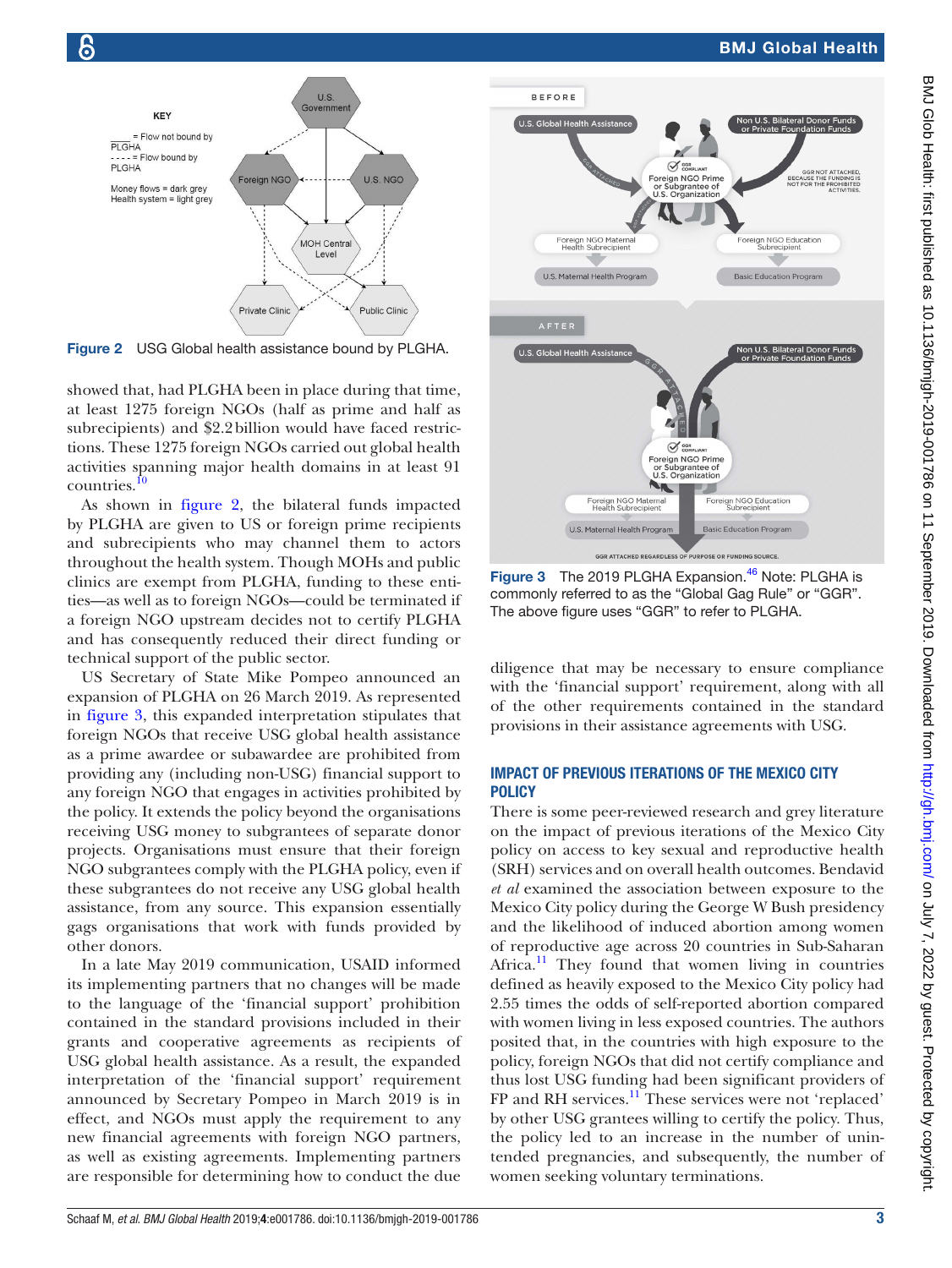KEY

____ = Flow not bound by PLGHA

- - - - = Flow bound by PLGHA

Money flows = dark grey

Health system = light grey

U.S. Government

Foreign NGO

U.S. NGO

MOH Central Level

Private Clinic

Public Clinic

**Figure 2** USG Global health assistance bound by PLGHA.

showed that, had PLGHA been in place during that time, at least 1275 foreign NGOs (half as prime and half as subrecipients) and $2.2 billion would have faced restrictions. These 1275 foreign NGOs carried out global health activities spanning major health domains in at least 91 countries.[10]

As shown in figure 2, the bilateral funds impacted by PLGHA are given to US or foreign prime recipients and subrecipients who may channel them to actors throughout the health system. Though MOHs and public clinics are exempt from PLGHA, funding to these entities—as well as to foreign NGOs—could be terminated if a foreign NGO upstream decides not to certify PLGHA and has consequently reduced their direct funding or technical support of the public sector.

US Secretary of State Mike Pompeo announced an expansion of PLGHA on 26 March 2019. As represented in figure 3, this expanded interpretation stipulates that foreign NGOs that receive USG global health assistance as a prime awardee or subawardee are prohibited from providing any (including non-USG) financial support to any foreign NGO that engages in activities prohibited by the policy. It extends the policy beyond the organisations receiving USG money to subgrantees of separate donor projects. Organisations must ensure that their foreign NGO subgrantees comply with the PLGHA policy, even if these subgrantees do not receive any USG global health assistance, from any source. This expansion essentially gags organisations that work with funds provided by other donors.

In a late May 2019 communication, USAID informed its implementing partners that no changes will be made to the language of the 'financial support' prohibition contained in the standard provisions included in their grants and cooperative agreements as recipients of USG global health assistance. As a result, the expanded interpretation of the 'financial support' requirement announced by Secretary Pompeo in March 2019 is in effect, and NGOs must apply the requirement to any new financial agreements with foreign NGO partners, as well as existing agreements. Implementing partners are responsible for determining how to conduct the due diligence that may be necessary to ensure compliance with the 'financial support' requirement, along with all of the other requirements contained in the standard provisions in their assistance agreements with USG.

BEFORE

U.S. Global Health Assistance

Non U.S. Bilateral Donor Funds or Private Foundation Funds

GGR ATTACHED

GGR COMPLIANT

Foreign NGO Prime or Subgrantee of U.S. Organization

GGR NOT ATTACHED, BECAUSE THE FUNDING IS NOT FOR THE PROHIBITED ACTIVITIES.

Foreign NGO Maternal Health Subrecipient

Foreign NGO Education Subrecipient

U.S. Maternal Health Program

Basic Education Program

AFTER

U.S. Global Health Assistance

Non U.S. Bilateral Donor Funds or Private Foundation Funds

GGR ATTACHED

GGR COMPLIANT

Foreign NGO Prime or Subgrantee of U.S. Organization

Foreign NGO Maternal Health Subrecipient

Foreign NGO Education Subrecipient

U.S. Maternal Health Program

Basic Education Program

GGR ATTACHED REGARDLESS OF PURPOSE OR FUNDING SOURCE.

**Figure 3** The 2019 PLGHA Expansion.[46] Note: PLGHA is commonly referred to as the "Global Gag Rule" or "GGR". The above figure uses "GGR" to refer to PLGHA.

## IMPACT OF PREVIOUS ITERATIONS OF THE MEXICO CITY POLICY

There is some peer-reviewed research and grey literature on the impact of previous iterations of the Mexico City policy on access to key sexual and reproductive health (SRH) services and on overall health outcomes. Bendavid *et al* examined the association between exposure to the Mexico City policy during the George W Bush presidency and the likelihood of induced abortion among women of reproductive age across 20 countries in Sub-Saharan Africa.[11] They found that women living in countries defined as heavily exposed to the Mexico City policy had 2.55 times the odds of self-reported abortion compared with women living in less exposed countries. The authors posited that, in the countries with high exposure to the policy, foreign NGOs that did not certify compliance and thus lost USG funding had been significant providers of FP and RH services.[11] These services were not 'replaced' by other USG grantees willing to certify the policy. Thus, the policy led to an increase in the number of unintended pregnancies, and subsequently, the number of women seeking voluntary terminations.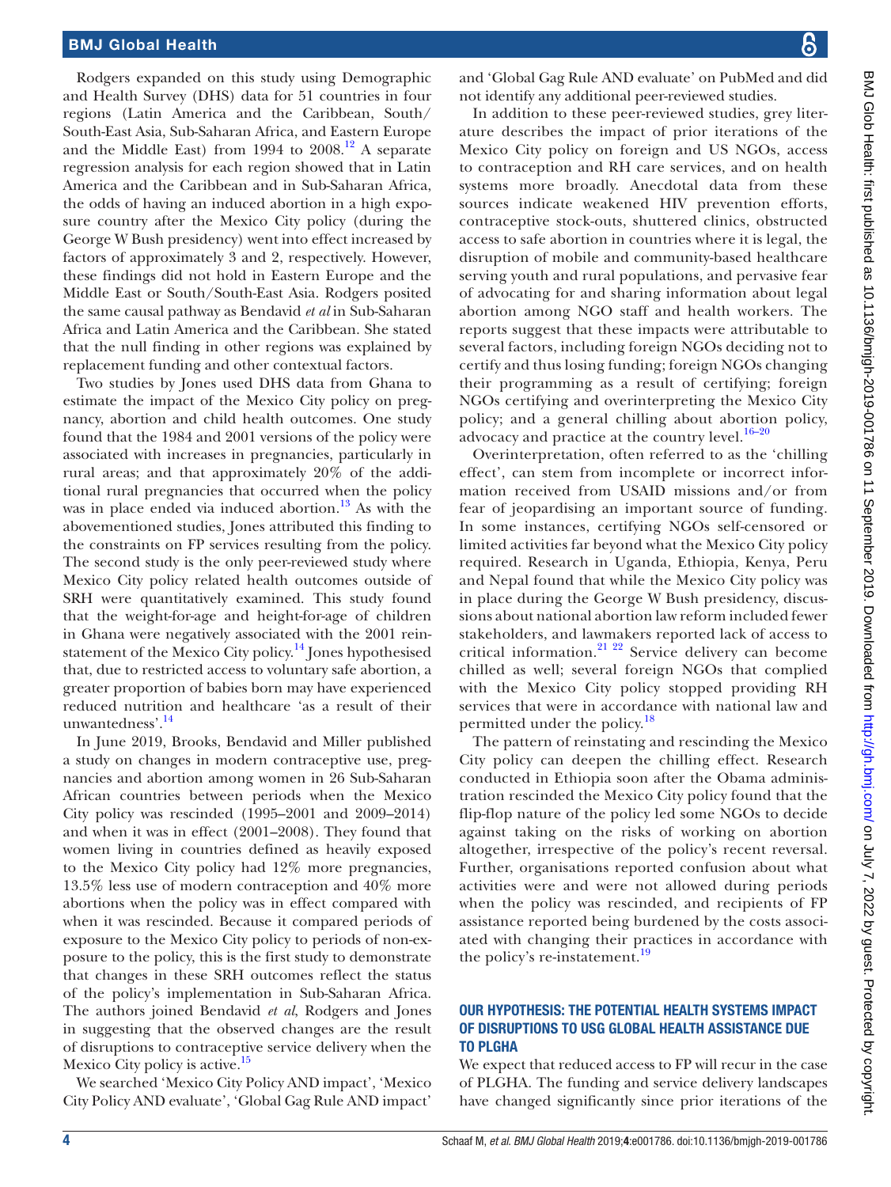Rodgers expanded on this study using Demographic and Health Survey (DHS) data for 51 countries in four regions (Latin America and the Caribbean, South/South-East Asia, Sub-Saharan Africa, and Eastern Europe and the Middle East) from 1994 to 2008.[12] A separate regression analysis for each region showed that in Latin America and the Caribbean and in Sub-Saharan Africa, the odds of having an induced abortion in a high exposure country after the Mexico City policy (during the George W Bush presidency) went into effect increased by factors of approximately 3 and 2, respectively. However, these findings did not hold in Eastern Europe and the Middle East or South/South-East Asia. Rodgers posited the same causal pathway as Bendavid *et al* in Sub-Saharan Africa and Latin America and the Caribbean. She stated that the null finding in other regions was explained by replacement funding and other contextual factors.

Two studies by Jones used DHS data from Ghana to estimate the impact of the Mexico City policy on pregnancy, abortion and child health outcomes. One study found that the 1984 and 2001 versions of the policy were associated with increases in pregnancies, particularly in rural areas; and that approximately 20% of the additional rural pregnancies that occurred when the policy was in place ended via induced abortion.[13] As with the abovementioned studies, Jones attributed this finding to the constraints on FP services resulting from the policy. The second study is the only peer-reviewed study where Mexico City policy related health outcomes outside of SRH were quantitatively examined. This study found that the weight-for-age and height-for-age of children in Ghana were negatively associated with the 2001 reinstatement of the Mexico City policy.[14] Jones hypothesised that, due to restricted access to voluntary safe abortion, a greater proportion of babies born may have experienced reduced nutrition and healthcare 'as a result of their unwantedness'.[14]

In June 2019, Brooks, Bendavid and Miller published a study on changes in modern contraceptive use, pregnancies and abortion among women in 26 Sub-Saharan African countries between periods when the Mexico City policy was rescinded (1995–2001 and 2009–2014) and when it was in effect (2001–2008). They found that women living in countries defined as heavily exposed to the Mexico City policy had 12% more pregnancies, 13.5% less use of modern contraception and 40% more abortions when the policy was in effect compared with when it was rescinded. Because it compared periods of exposure to the Mexico City policy to periods of non-exposure to the policy, this is the first study to demonstrate that changes in these SRH outcomes reflect the status of the policy's implementation in Sub-Saharan Africa. The authors joined Bendavid *et al*, Rodgers and Jones in suggesting that the observed changes are the result of disruptions to contraceptive service delivery when the Mexico City policy is active.[15]

We searched 'Mexico City Policy AND impact', 'Mexico City Policy AND evaluate', 'Global Gag Rule AND impact' and 'Global Gag Rule AND evaluate' on PubMed and did not identify any additional peer-reviewed studies.

In addition to these peer-reviewed studies, grey literature describes the impact of prior iterations of the Mexico City policy on foreign and US NGOs, access to contraception and RH care services, and on health systems more broadly. Anecdotal data from these sources indicate weakened HIV prevention efforts, contraceptive stock-outs, shuttered clinics, obstructed access to safe abortion in countries where it is legal, the disruption of mobile and community-based healthcare serving youth and rural populations, and pervasive fear of advocating for and sharing information about legal abortion among NGO staff and health workers. The reports suggest that these impacts were attributable to several factors, including foreign NGOs deciding not to certify and thus losing funding; foreign NGOs changing their programming as a result of certifying; foreign NGOs certifying and overinterpreting the Mexico City policy; and a general chilling about abortion policy, advocacy and practice at the country level.[16–20]

Overinterpretation, often referred to as the 'chilling effect', can stem from incomplete or incorrect information received from USAID missions and/or from fear of jeopardising an important source of funding. In some instances, certifying NGOs self-censored or limited activities far beyond what the Mexico City policy required. Research in Uganda, Ethiopia, Kenya, Peru and Nepal found that while the Mexico City policy was in place during the George W Bush presidency, discussions about national abortion law reform included fewer stakeholders, and lawmakers reported lack of access to critical information.[21 22] Service delivery can become chilled as well; several foreign NGOs that complied with the Mexico City policy stopped providing RH services that were in accordance with national law and permitted under the policy.[18]

The pattern of reinstating and rescinding the Mexico City policy can deepen the chilling effect. Research conducted in Ethiopia soon after the Obama administration rescinded the Mexico City policy found that the flip-flop nature of the policy led some NGOs to decide against taking on the risks of working on abortion altogether, irrespective of the policy's recent reversal. Further, organisations reported confusion about what activities were and were not allowed during periods when the policy was rescinded, and recipients of FP assistance reported being burdened by the costs associated with changing their practices in accordance with the policy's re-instatement.[19]

## OUR HYPOTHESIS: THE POTENTIAL HEALTH SYSTEMS IMPACT OF DISRUPTIONS TO USG GLOBAL HEALTH ASSISTANCE DUE TO PLGHA

We expect that reduced access to FP will recur in the case of PLGHA. The funding and service delivery landscapes have changed significantly since prior iterations of the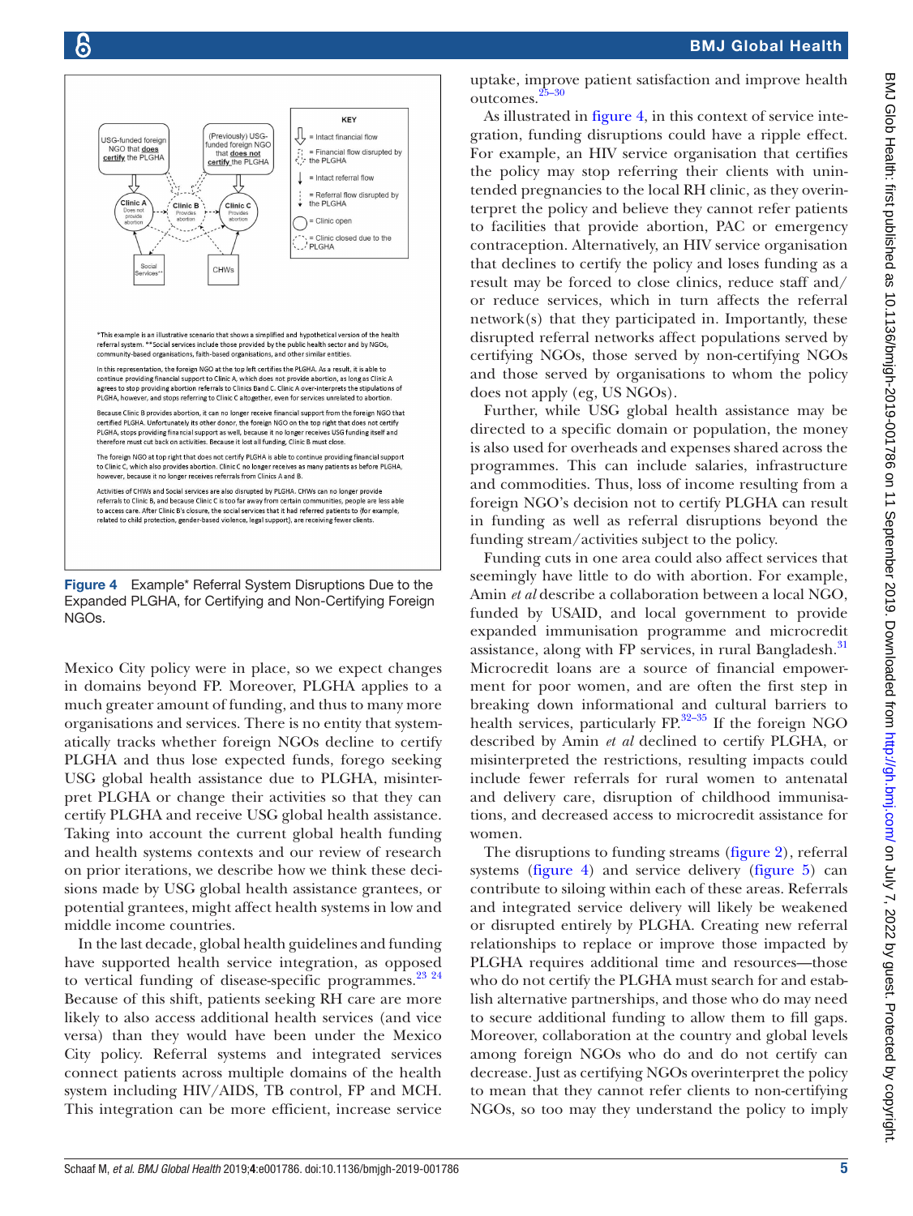USG-funded foreign NGO that **does** **certify** the PLGHA

(Previously) USG-funded foreign NGO that **does not** **certify** the PLGHA

Clinic A
Does not provide abortion

Clinic B
Provides abortion

Clinic C
Provides abortion

Social Services**

CHWs

KEY
= Intact financial flow
= Financial flow disrupted by the PLGHA
= Intact referral flow
= Referral flow disrupted by the PLGHA
= Clinic open
= Clinic closed due to the PLGHA

*This example is an illustrative scenario that shows a simplified and hypothetical version of the health referral system. **Social services include those provided by the public health sector and by NGOs, community-based organisations, faith-based organisations, and other similar entities.

In this representation, the foreign NGO at the top left certifies the PLGHA. As a result, it is able to continue providing financial support to Clinic A, which does not provide abortion, as long as Clinic A agrees to stop providing abortion referrals to Clinics B and C. Clinic A over-interprets the stipulations of PLGHA, however, and stops referring to Clinic C altogether, even for services unrelated to abortion.

Because Clinic B provides abortion, it can no longer receive financial support from the foreign NGO that certified PLGHA. Unfortunately its other donor, the foreign NGO on the top right that does not certify PLGHA, stops providing financial support as well, because it no longer receives USG funding itself and therefore must cut back on activities. Because it lost all funding, Clinic B must close.

The foreign NGO at top right that does not certify PLGHA is able to continue providing financial support to Clinic C, which also provides abortion. Clinic C no longer receives as many patients as before PLGHA, however, because it no longer receives referrals from Clinics A and B.

Activities of CHWs and Social services are also disrupted by PLGHA. CHWs can no longer provide referrals to Clinic B, and because Clinic C is too far away from certain communities, people are less able to access care. After Clinic B's closure, the social services that it had referred patients to (for example, related to child protection, gender-based violence, legal support), are receiving fewer clients.

**Figure 4** Example* Referral System Disruptions Due to the Expanded PLGHA, for Certifying and Non-Certifying Foreign NGOs.

Mexico City policy were in place, so we expect changes in domains beyond FP. Moreover, PLGHA applies to a much greater amount of funding, and thus to many more organisations and services. There is no entity that systematically tracks whether foreign NGOs decline to certify PLGHA and thus lose expected funds, forego seeking USG global health assistance due to PLGHA, misinterpret PLGHA or change their activities so that they can certify PLGHA and receive USG global health assistance. Taking into account the current global health funding and health systems contexts and our review of research on prior iterations, we describe how we think these decisions made by USG global health assistance grantees, or potential grantees, might affect health systems in low and middle income countries.

In the last decade, global health guidelines and funding have supported health service integration, as opposed to vertical funding of disease-specific programmes.[23 24] Because of this shift, patients seeking RH care are more likely to also access additional health services (and vice versa) than they would have been under the Mexico City policy. Referral systems and integrated services connect patients across multiple domains of the health system including HIV/AIDS, TB control, FP and MCH. This integration can be more efficient, increase service uptake, improve patient satisfaction and improve health outcomes.[25–30]

As illustrated in figure 4, in this context of service integration, funding disruptions could have a ripple effect. For example, an HIV service organisation that certifies the policy may stop referring their clients with unintended pregnancies to the local RH clinic, as they overinterpret the policy and believe they cannot refer patients to facilities that provide abortion, PAC or emergency contraception. Alternatively, an HIV service organisation that declines to certify the policy and loses funding as a result may be forced to close clinics, reduce staff and/or reduce services, which in turn affects the referral network(s) that they participated in. Importantly, these disrupted referral networks affect populations served by certifying NGOs, those served by non-certifying NGOs and those served by organisations to whom the policy does not apply (eg, US NGOs).

Further, while USG global health assistance may be directed to a specific domain or population, the money is also used for overheads and expenses shared across the programmes. This can include salaries, infrastructure and commodities. Thus, loss of income resulting from a foreign NGO's decision not to certify PLGHA can result in funding as well as referral disruptions beyond the funding stream/activities subject to the policy.

Funding cuts in one area could also affect services that seemingly have little to do with abortion. For example, Amin *et al* describe a collaboration between a local NGO, funded by USAID, and local government to provide expanded immunisation programme and microcredit assistance, along with FP services, in rural Bangladesh.[31] Microcredit loans are a source of financial empowerment for poor women, and are often the first step in breaking down informational and cultural barriers to health services, particularly FP.[32–35] If the foreign NGO described by Amin *et al* declined to certify PLGHA, or misinterpreted the restrictions, resulting impacts could include fewer referrals for rural women to antenatal and delivery care, disruption of childhood immunisations, and decreased access to microcredit assistance for women.

The disruptions to funding streams (figure 2), referral systems (figure 4) and service delivery (figure 5) can contribute to siloing within each of these areas. Referrals and integrated service delivery will likely be weakened or disrupted entirely by PLGHA. Creating new referral relationships to replace or improve those impacted by PLGHA requires additional time and resources—those who do not certify the PLGHA must search for and establish alternative partnerships, and those who do may need to secure additional funding to allow them to fill gaps. Moreover, collaboration at the country and global levels among foreign NGOs who do and do not certify can decrease. Just as certifying NGOs overinterpret the policy to mean that they cannot refer clients to non-certifying NGOs, so too may they understand the policy to imply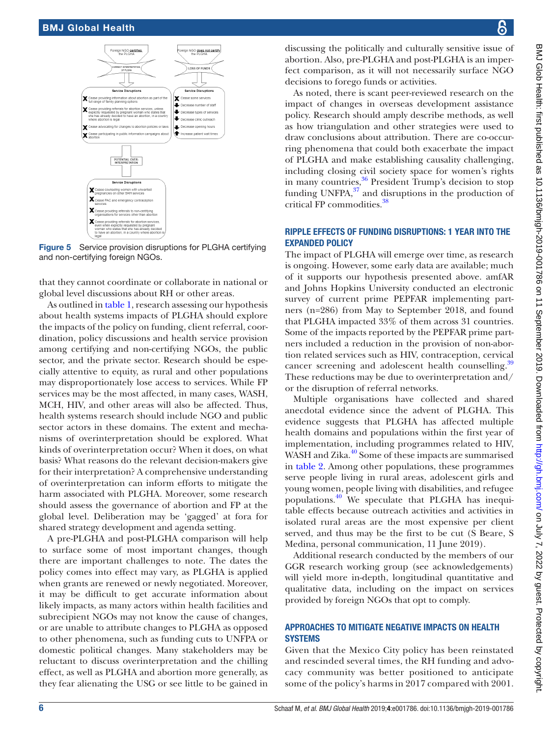Foreign NGO certifies the PLGHA

CORRECT INTERPRETATION OF PLGHA

Service Disruptions

Cease providing information about abortion as part of the full range of family planning options

Cease providing referrals for abortion services, unless explicitly requested by pregnant woman who states that she has already decided to have an abortion, in a country where abortion is legal

Cease advocating for changes to abortion policies or laws

Cease participating in public information campaigns about abortion

Foreign NGO does not certify the PLGHA

LOSS OF FUNDS

Service Disruptions

Cease some services

Decrease number of staff

Decrease types of services

Decrease clinic outreach

Decrease opening hours

Increase patient wait times

POTENTIAL OVER-INTERPRETATION

Service Disruptions

Cease counseling women with unwanted pregnancies on other SRH services

Cease PAC and emergency contraception services

Cease providing referrals to non-certifying organisations for services other than abortion

Cease providing referrals for abortion services, even when explicitly requested by pregnant woman who states that she has already decided to have an abortion, in a country where abortion is legal

**Figure 5** Service provision disruptions for PLGHA certifying and non-certifying foreign NGOs.

that they cannot coordinate or collaborate in national or global level discussions about RH or other areas.

As outlined in table 1, research assessing our hypothesis about health systems impacts of PLGHA should explore the impacts of the policy on funding, client referral, coordination, policy discussions and health service provision among certifying and non-certifying NGOs, the public sector, and the private sector. Research should be especially attentive to equity, as rural and other populations may disproportionately lose access to services. While FP services may be the most affected, in many cases, WASH, MCH, HIV, and other areas will also be affected. Thus, health systems research should include NGO and public sector actors in these domains. The extent and mechanisms of overinterpretation should be explored. What kinds of overinterpretation occur? When it does, on what basis? What reasons do the relevant decision-makers give for their interpretation? A comprehensive understanding of overinterpretation can inform efforts to mitigate the harm associated with PLGHA. Moreover, some research should assess the governance of abortion and FP at the global level. Deliberation may be 'gagged' at fora for shared strategy development and agenda setting.

A pre-PLGHA and post-PLGHA comparison will help to surface some of most important changes, though there are important challenges to note. The dates the policy comes into effect may vary, as PLGHA is applied when grants are renewed or newly negotiated. Moreover, it may be difficult to get accurate information about likely impacts, as many actors within health facilities and subrecipient NGOs may not know the cause of changes, or are unable to attribute changes to PLGHA as opposed to other phenomena, such as funding cuts to UNFPA or domestic political changes. Many stakeholders may be reluctant to discuss overinterpretation and the chilling effect, as well as PLGHA and abortion more generally, as they fear alienating the USG or see little to be gained in discussing the politically and culturally sensitive issue of abortion. Also, pre-PLGHA and post-PLGHA is an imperfect comparison, as it will not necessarily surface NGO decisions to forego funds or activities.

As noted, there is scant peer-reviewed research on the impact of changes in overseas development assistance policy. Research should amply describe methods, as well as how triangulation and other strategies were used to draw conclusions about attribution. There are co-occurring phenomena that could both exacerbate the impact of PLGHA and make establishing causality challenging, including closing civil society space for women's rights in many countries,[36] President Trump's decision to stop funding UNFPA,[37] and disruptions in the production of critical FP commodities.[38]

## RIPPLE EFFECTS OF FUNDING DISRUPTIONS: 1 YEAR INTO THE EXPANDED POLICY

The impact of PLGHA will emerge over time, as research is ongoing. However, some early data are available; much of it supports our hypothesis presented above. amfAR and Johns Hopkins University conducted an electronic survey of current prime PEPFAR implementing partners (n=286) from May to September 2018, and found that PLGHA impacted 33% of them across 31 countries. Some of the impacts reported by PEPFAR prime partners included a reduction in the provision of non-abortion related services such as HIV, contraception, cervical cancer screening and adolescent health counselling.[39] These reductions may be due to overinterpretation and/or the disruption of referral networks.

Multiple organisations have collected and shared anecdotal evidence since the advent of PLGHA. This evidence suggests that PLGHA has affected multiple health domains and populations within the first year of implementation, including programmes related to HIV, WASH and Zika.[40] Some of these impacts are summarised in table 2. Among other populations, these programmes serve people living in rural areas, adolescent girls and young women, people living with disabilities, and refugee populations.[40] We speculate that PLGHA has inequitable effects because outreach activities and activities in isolated rural areas are the most expensive per client served, and thus may be the first to be cut (S Beare, S Medina, personal communication, 11 June 2019).

Additional research conducted by the members of our GGR research working group (see acknowledgements) will yield more in-depth, longitudinal quantitative and qualitative data, including on the impact on services provided by foreign NGOs that opt to comply.

## APPROACHES TO MITIGATE NEGATIVE IMPACTS ON HEALTH SYSTEMS

Given that the Mexico City policy has been reinstated and rescinded several times, the RH funding and advocacy community was better positioned to anticipate some of the policy's harms in 2017 compared with 2001.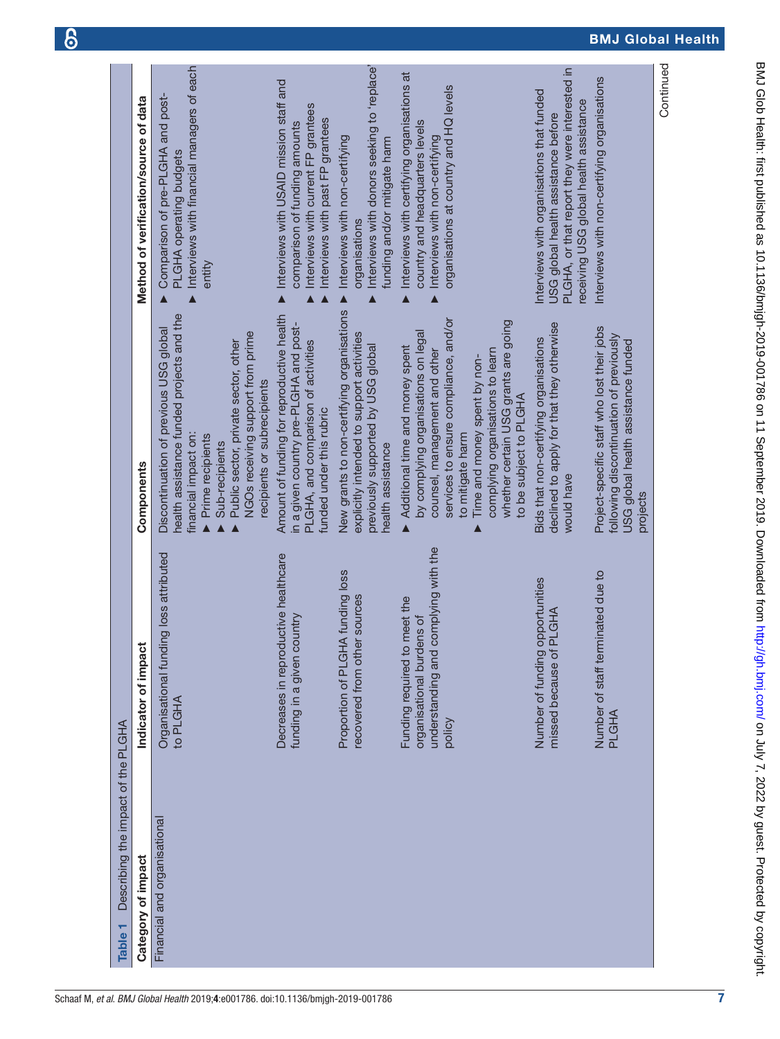**Table 1** Describing the impact of the PLGHA

| Category of impact | Indicator of impact | Components | Method of verification/source of data |
|---|---|---|---|
| Financial and organisational | Organisational funding loss attributed to PLGHA | Discontinuation of previous USG global health assistance funded projects and the financial impact on: ▶ Prime recipients ▶ Sub-recipients ▶ Public sector, private sector, other NGOs receiving support from prime recipients or subrecipients | ▶ Comparison of pre-PLGHA and post-PLGHA operating budgets ▶ Interviews with financial managers of each entity |
| | Decreases in reproductive healthcare funding in a given country | Amount of funding for reproductive health in a given country pre-PLGHA and post-PLGHA, and comparison of activities funded under this rubric | ▶ Interviews with USAID mission staff and comparison of funding amounts ▶ Interviews with current FP grantees ▶ Interviews with past FP grantees |
| | Proportion of PLGHA funding loss recovered from other sources | New grants to non-certifying organisations explicitly intended to support activities previously supported by USG global health assistance | ▶ Interviews with non-certifying organisations ▶ Interviews with donors seeking to 'replace' funding and/or mitigate harm |
| | Funding required to meet the organisational burdens of understanding and complying with the policy | ▶ Additional time and money spent by complying organisation on legal counsel, management and other services to ensure compliance, and/or to mitigate harm ▶ Time and money spent by non-complying organisations to learn whether certain USG grants are going to be subject to PLGHA | ▶ Interviews with certifying organisations at country and headquarters levels ▶ Interviews with non-certifying organisations at country and HQ levels |
| | Number of funding opportunities missed because of PLGHA | Bids that non-certifying organisations declined to apply for that they otherwise would have | Interviews with organisations that funded USG global health assistance before PLGHA, or that report they were interested in receiving USG global health assistance |
| | Number of staff terminated due to PLGHA | Project-specific staff who lost their jobs following discontinuation of previously USG global health assistance funded projects | Interviews with non-certifying organisations |

Continued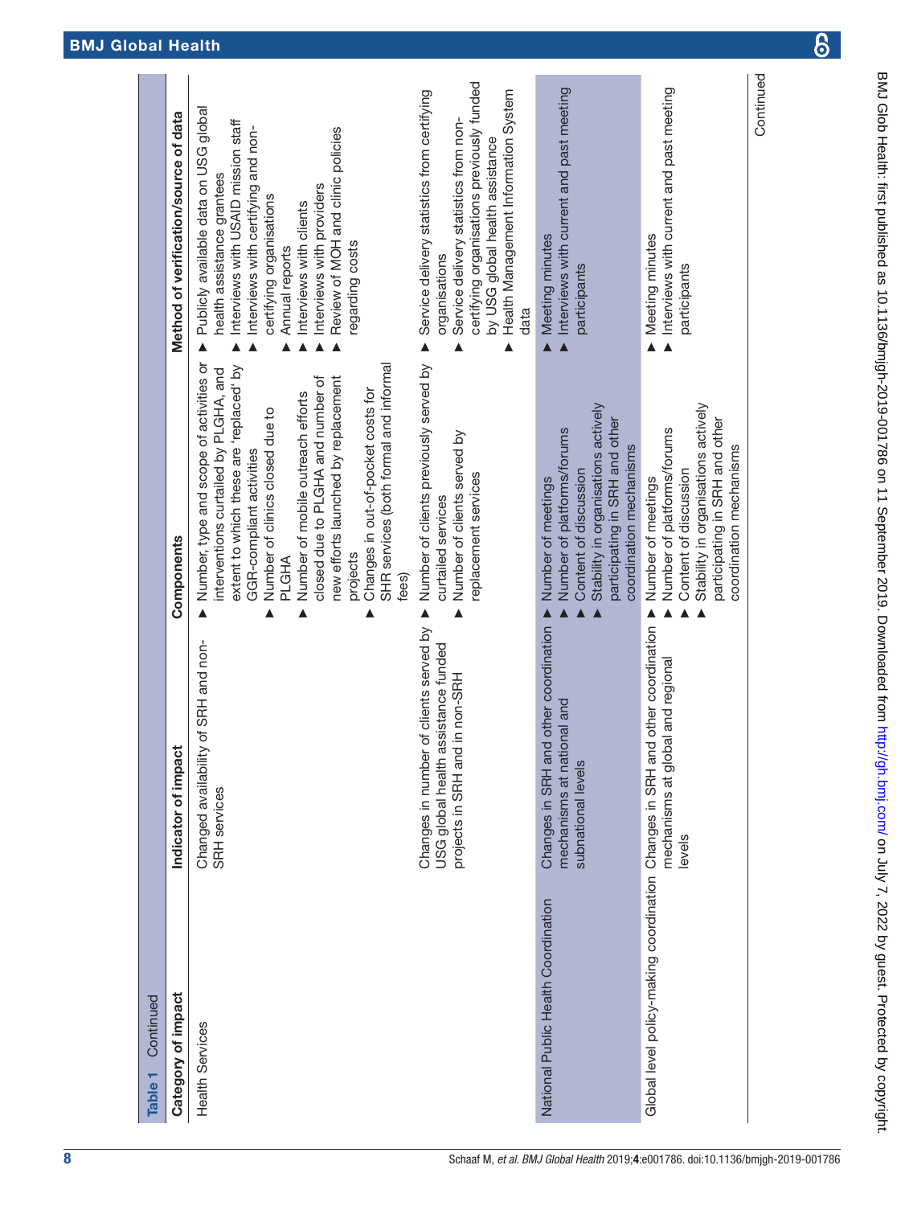**Table 1** Continued

| Category of impact | Indicator of impact | Components | Method of verification/source of data |
|---|---|---|---|
| Health Services | Changed availability of SRH and non-SRH services | ▶ Number, type and scope of activities or interventions curtailed by PLGHA, and extent to which these are 'replaced' by GGR-compliant activities<br>▶ Number of clinics closed due to PLGHA<br>▶ Number of mobile outreach efforts closed due to PLGHA and number of new efforts launched by replacement projects<br>▶ Changes in out-of-pocket costs for SHR services (both formal and informal fees) | ▶ Publicly available data on USG global health assistance grantees<br>▶ Interviews with USAID mission staff<br>▶ Interviews with certifying and non-certifying organisations<br>▶ Annual reports<br>▶ Interviews with clients<br>▶ Interviews with providers<br>▶ Review of MOH and clinic policies regarding costs |
| | Changes in number of clients served by USG global health assistance funded projects in SRH and in non-SRH | ▶ Number of clients previously served by curtailed services<br>▶ Number of clients served by replacement services | ▶ Service delivery statistics from certifying organisations<br>▶ Service delivery statistics from non-certifying organisations previously funded by USG global health assistance<br>▶ Health Management Information System data |
| National Public Health Coordination | Changes in SRH and other coordination mechanisms at national and subnational levels | ▶ Number of meetings<br>▶ Number of platforms/forums<br>▶ Content of discussion<br>▶ Stability in organisations actively participating in SRH and other coordination mechanisms | ▶ Meeting minutes<br>▶ Interviews with current and past meeting participants |
| Global level policy-making coordination | Changes in SRH and other coordination mechanisms at global and regional levels | ▶ Number of meetings<br>▶ Number of platforms/forums<br>▶ Content of discussion<br>▶ Stability in organisations actively participating in SRH and other coordination mechanisms | ▶ Meeting minutes<br>▶ Interviews with current and past meeting participants |

Continued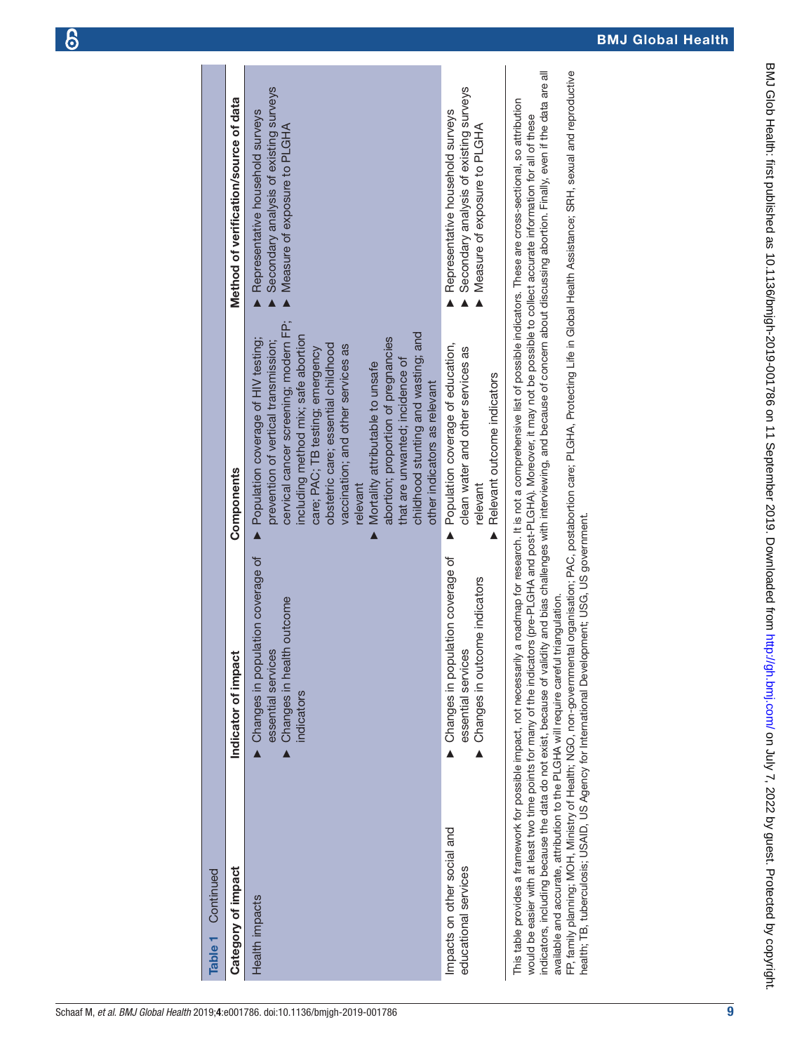**Table 1** Continued

| Category of impact | Indicator of impact | Components | Method of verification/source of data |
|---|---|---|---|
| Health impacts | ▶ Changes in population coverage of essential services<br>▶ Changes in health outcome indicators | ▶ Population coverage of HIV testing; prevention of vertical transmission; cervical cancer screening; modern FP; including method mix; safe abortion care; PAC; TB testing; emergency obstetric care; essential childhood vaccination; and other services as relevant<br>▶ Mortality attributable to unsafe abortion; proportion of pregnancies that are unwanted; incidence of childhood stunting and wasting; and other indicators as relevant | ▶ Representative household surveys<br>▶ Secondary analysis of existing surveys<br>▶ Measure of exposure to PLGHA |
| Impacts on other social and educational services | ▶ Changes in population coverage of essential services<br>▶ Changes in outcome indicators | ▶ Population coverage of education, clean water and other services as relevant<br>▶ Relevant outcome indicators | ▶ Representative household surveys<br>▶ Secondary analysis of existing surveys<br>▶ Measure of exposure to PLGHA |

This table provides a framework for possible impact, not necessarily a roadmap for research. It is not a comprehensive list of possible indicators. These are cross-sectional, so attribution would be easier with at least two time points for many of the indicators (pre-PLGHA and post-PLGHA). Moreover, it may not be possible to collect accurate information for all of these indicators, including because the data do not exist, because of validity and bias challenges with interviewing, and because of concern about discussing abortion. Finally, even if the data are all available and accurate, attribution to the PLGHA will require careful triangulation.

FP, family planning; MOH, Ministry of Health; NGO, non-governmental organisation; PAC, postabortion care; PLGHA, Protecting Life in Global Health Assistance; SRH, sexual and reproductive health; TB, tuberculosis; USAID, US Agency for International Development; USG, US government.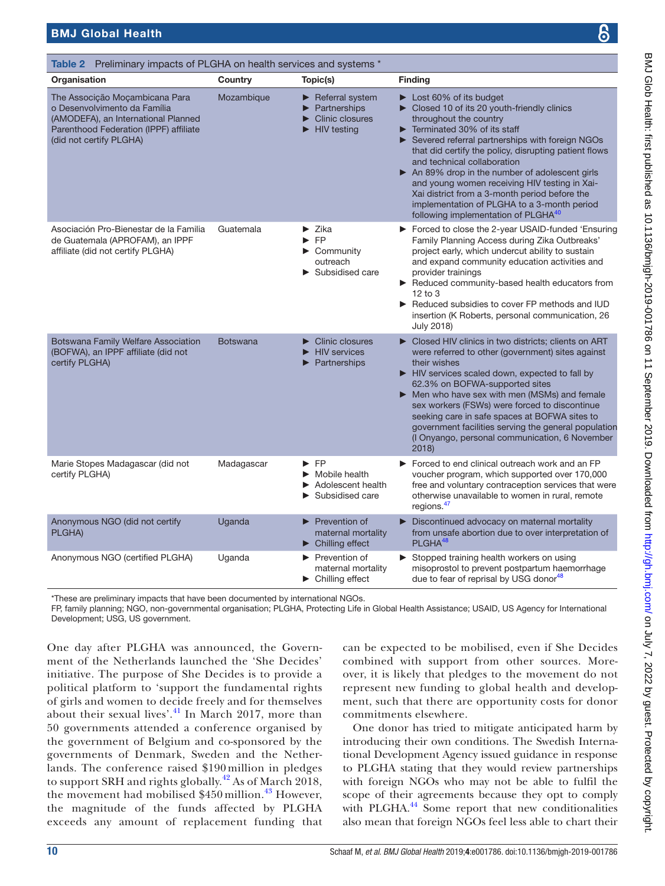**Table 2** Preliminary impacts of PLGHA on health services and systems *

| Organisation | Country | Topic(s) | Finding |
|---|---|---|---|
| The Associção Moçambicana Para o Desenvolvimento da Família (AMODEFA), an International Planned Parenthood Federation (IPPF) affiliate (did not certify PLGHA) | Mozambique | ► Referral system<br>► Partnerships<br>► Clinic closures<br>► HIV testing | ► Lost 60% of its budget<br>► Closed 10 of its 20 youth-friendly clinics throughout the country<br>► Terminated 30% of its staff<br>► Severed referral partnerships with foreign NGOs that did certify the policy, disrupting patient flows and technical collaboration<br>► An 89% drop in the number of adolescent girls and young women receiving HIV testing in Xai-Xai district from a 3-month period before the implementation of PLGHA to a 3-month period following implementation of PLGHA[40] |
| Asociación Pro-Bienestar de la Familia de Guatemala (APROFAM), an IPPF affiliate (did not certify PLGHA) | Guatemala | ► Zika<br>► FP<br>► Community outreach<br>► Subsidised care | ► Forced to close the 2-year USAID-funded 'Ensuring Family Planning Access during Zika Outbreaks' project early, which undercut ability to sustain and expand community education activities and provider trainings<br>► Reduced community-based health educators from 12 to 3<br>► Reduced subsidies to cover FP methods and IUD insertion (K Roberts, personal communication, 26 July 2018) |
| Botswana Family Welfare Association (BOFWA), an IPPF affiliate (did not certify PLGHA) | Botswana | ► Clinic closures<br>► HIV services<br>► Partnerships | ► Closed HIV clinics in two districts; clients on ART were referred to other (government) sites against their wishes<br>► HIV services scaled down, expected to fall by 62.3% on BOFWA-supported sites<br>► Men who have sex with men (MSMs) and female sex workers (FSWs) were forced to discontinue seeking care in safe spaces at BOFWA sites to government facilities serving the general population (I Onyango, personal communication, 6 November 2018) |
| Marie Stopes Madagascar (did not certify PLGHA) | Madagascar | ► FP<br>► Mobile health<br>► Adolescent health<br>► Subsidised care | ► Forced to end clinical outreach work and an FP voucher program, which supported over 170,000 free and voluntary contraception services that were otherwise unavailable to women in rural, remote regions.[47] |
| Anonymous NGO (did not certify PLGHA) | Uganda | ► Prevention of maternal mortality<br>► Chilling effect | ► Discontinued advocacy on maternal mortality from unsafe abortion due to over interpretation of PLGHA[48] |
| Anonymous NGO (certified PLGHA) | Uganda | ► Prevention of maternal mortality<br>► Chilling effect | ► Stopped training health workers on using misoprostol to prevent postpartum haemorrhage due to fear of reprisal by USG donor[48] |

*These are preliminary impacts that have been documented by international NGOs.
FP, family planning; NGO, non-governmental organisation; PLGHA, Protecting Life in Global Health Assistance; USAID, US Agency for International Development; USG, US government.

One day after PLGHA was announced, the Government of the Netherlands launched the 'She Decides' initiative. The purpose of She Decides is to provide a political platform to 'support the fundamental rights of girls and women to decide freely and for themselves about their sexual lives'.[41] In March 2017, more than 50 governments attended a conference organised by the government of Belgium and co-sponsored by the governments of Denmark, Sweden and the Netherlands. The conference raised $190 million in pledges to support SRH and rights globally.[42] As of March 2018, the movement had mobilised $450 million.[43] However, the magnitude of the funds affected by PLGHA exceeds any amount of replacement funding that can be expected to be mobilised, even if She Decides combined with support from other sources. Moreover, it is likely that pledges to the movement do not represent new funding to global health and development, such that there are opportunity costs for donor commitments elsewhere.

One donor has tried to mitigate anticipated harm by introducing their own conditions. The Swedish International Development Agency issued guidance in response to PLGHA stating that they would review partnerships with foreign NGOs who may not be able to fulfil the scope of their agreements because they opt to comply with PLGHA.[44] Some report that new conditionalities also mean that foreign NGOs feel less able to chart their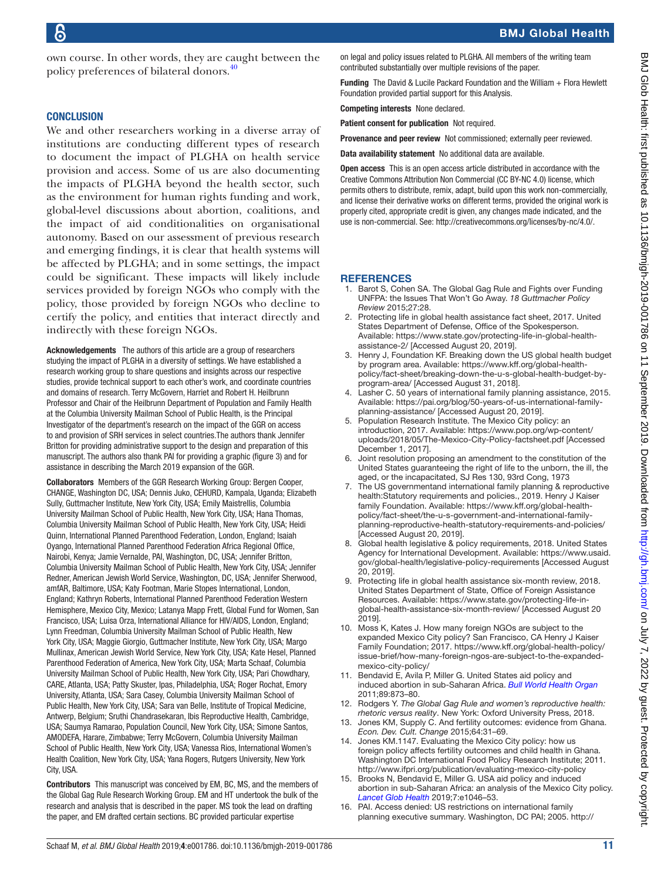own course. In other words, they are caught between the policy preferences of bilateral donors.[40]

## CONCLUSION

We and other researchers working in a diverse array of institutions are conducting different types of research to document the impact of PLGHA on health service provision and access. Some of us are also documenting the impacts of PLGHA beyond the health sector, such as the environment for human rights funding and work, global-level discussions about abortion, coalitions, and the impact of aid conditionalities on organisational autonomy. Based on our assessment of previous research and emerging findings, it is clear that health systems will be affected by PLGHA; and in some settings, the impact could be significant. These impacts will likely include services provided by foreign NGOs who comply with the policy, those provided by foreign NGOs who decline to certify the policy, and entities that interact directly and indirectly with these foreign NGOs.

**Acknowledgements** The authors of this article are a group of researchers studying the impact of PLGHA in a diversity of settings. We have established a research working group to share questions and insights across our respective studies, provide technical support to each other's work, and coordinate countries and domains of research. Terry McGovern, Harriet and Robert H. Heilbrunn Professor and Chair of the Heilbrunn Department of Population and Family Health at the Columbia University Mailman School of Public Health, is the Principal Investigator of the department's research on the impact of the GGR on access to and provision of SRH services in select countries.The authors thank Jennifer Britton for providing administrative support to the design and preparation of this manuscript. The authors also thank PAI for providing a graphic (figure 3) and for assistance in describing the March 2019 expansion of the GGR.

**Collaborators** Members of the GGR Research Working Group: Bergen Cooper, CHANGE, Washington DC, USA; Dennis Juko, CEHURD, Kampala, Uganda; Elizabeth Sully, Guttmacher Institute, New York City, USA; Emily Maistrellis, Columbia University Mailman School of Public Health, New York City, USA; Hana Thomas, Columbia University Mailman School of Public Health, New York City, USA; Heidi Quinn, International Planned Parenthood Federation, London, England; Isaiah Oyango, International Planned Parenthood Federation Africa Regional Office, Nairobi, Kenya; Jamie Vernalde, PAI, Washington, DC, USA; Jennifer Britton, Columbia University Mailman School of Public Health, New York City, USA; Jennifer Redner, American Jewish World Service, Washington, DC, USA; Jennifer Sherwood, amfAR, Baltimore, USA; Katy Footman, Marie Stopes International, London, England; Kathryn Roberts, International Planned Parenthood Federation Western Hemisphere, Mexico City, Mexico; Latanya Mapp Frett, Global Fund for Women, San Francisco, USA; Luisa Orza, International Alliance for HIV/AIDS, London, England; Lynn Freedman, Columbia University Mailman School of Public Health, New York City, USA; Maggie Giorgio, Guttmacher Institute, New York City, USA; Margo Mullinax, American Jewish World Service, New York City, USA; Kate Hesel, Planned Parenthood Federation of America, New York City, USA; Marta Schaaf, Columbia University Mailman School of Public Health, New York City, USA; Pari Chowdhary, CARE, Atlanta, USA; Patty Skuster, Ipas, Philadelphia, USA; Roger Rochat, Emory University, Atlanta, USA; Sara Casey, Columbia University Mailman School of Public Health, New York City, USA; Sara van Belle, Institute of Tropical Medicine, Antwerp, Belgium; Sruthi Chandrasekaran, Ibis Reproductive Health, Cambridge, USA; Saumya Ramarao, Population Council, New York City, USA; Simone Santos, AMODEFA, Harare, Zimbabwe; Terry McGovern, Columbia University Mailman School of Public Health, New York City, USA; Vanessa Rios, International Women's Health Coalition, New York City, USA; Yana Rogers, Rutgers University, New York City, USA.

**Contributors** This manuscript was conceived by EM, BC, MS, and the members of the Global Gag Rule Research Working Group. EM and HT undertook the bulk of the research and analysis that is described in the paper. MS took the lead on drafting the paper, and EM drafted certain sections. BC provided particular expertise on legal and policy issues related to PLGHA. All members of the writing team contributed substantially over multiple revisions of the paper.

**Funding** The David & Lucile Packard Foundation and the William + Flora Hewlett Foundation provided partial support for this Analysis.

**Competing interests** None declared.

**Patient consent for publication** Not required.

**Provenance and peer review** Not commissioned; externally peer reviewed.

**Data availability statement** No additional data are available.

**Open access** This is an open access article distributed in accordance with the Creative Commons Attribution Non Commercial (CC BY-NC 4.0) license, which permits others to distribute, remix, adapt, build upon this work non-commercially, and license their derivative works on different terms, provided the original work is properly cited, appropriate credit is given, any changes made indicated, and the use is non-commercial. See: http://creativecommons.org/licenses/by-nc/4.0/.

## REFERENCES

1. Barot S, Cohen SA. The Global Gag Rule and Fights over Funding UNFPA: the Issues That Won't Go Away. *18 Guttmacher Policy Review* 2015;27:28.
2. Protecting life in global health assistance fact sheet, 2017. United States Department of Defense, Office of the Spokesperson. Available: https://www.state.gov/protecting-life-in-global-health-assistance-2/ [Accessed August 20, 2019].
3. Henry J, Foundation KF. Breaking down the US global health budget by program area. Available: https://www.kff.org/global-health-policy/fact-sheet/breaking-down-the-u-s-global-health-budget-by-program-area/ [Accessed August 31, 2018].
4. Lasher C. 50 years of international family planning assistance, 2015. Available: https://pai.org/blog/50-years-of-us-international-family-planning-assistance/ [Accessed August 20, 2019].
5. Population Research Institute. The Mexico City policy: an introduction, 2017. Available: https://www.pop.org/wp-content/uploads/2018/05/The-Mexico-City-Policy-factsheet.pdf [Accessed December 1, 2017].
6. Joint resolution proposing an amendment to the constitution of the United States guaranteeing the right of life to the unborn, the ill, the aged, or the incapacitated, SJ Res 130, 93rd Cong, 1973
7. The US governmentand international family planning & reproductive health:Statutory requirements and policies., 2019. Henry J Kaiser family Foundation. Available: https://www.kff.org/global-health-policy/fact-sheet/the-u-s-government-and-international-family-planning-reproductive-health-statutory-requirements-and-policies/ [Accessed August 20, 2019].
8. Global health legislative & policy requirements, 2018. United States Agency for International Development. Available: https://www.usaid.gov/global-health/legislative-policy-requirements [Accessed August 20, 2019].
9. Protecting life in global health assistance six-month review, 2018. United States Department of State, Office of Foreign Assistance Resources. Available: https://www.state.gov/protecting-life-in-global-health-assistance-six-month-review/ [Accessed August 20 2019].
10. Moss K, Kates J. How many foreign NGOs are subject to the expanded Mexico City policy? San Francisco, CA Henry J Kaiser Family Foundation; 2017. https://www.kff.org/global-health-policy/issue-brief/how-many-foreign-ngos-are-subject-to-the-expanded-mexico-city-policy/
11. Bendavid E, Avila P, Miller G. United States aid policy and induced abortion in sub-Saharan Africa. *Bull World Health Organ* 2011;89:873–80.
12. Rodgers Y. *The Global Gag Rule and women's reproductive health: rhetoric versus reality*. New York: Oxford University Press, 2018.
13. Jones KM, Supply C. And fertility outcomes: evidence from Ghana. *Econ. Dev. Cult. Change* 2015;64:31–69.
14. Jones KM.1147. Evaluating the Mexico City policy: how us foreign policy affects fertility outcomes and child health in Ghana. Washington DC International Food Policy Research Institute; 2011. http://www.ifpri.org/publication/evaluating-mexico-city-policy
15. Brooks N, Bendavid E, Miller G. USA aid policy and induced abortion in sub-Saharan Africa: an analysis of the Mexico City policy. *Lancet Glob Health* 2019;7:e1046–53.
16. PAI. Access denied: US restrictions on international family planning executive summary. Washington, DC PAI; 2005. http://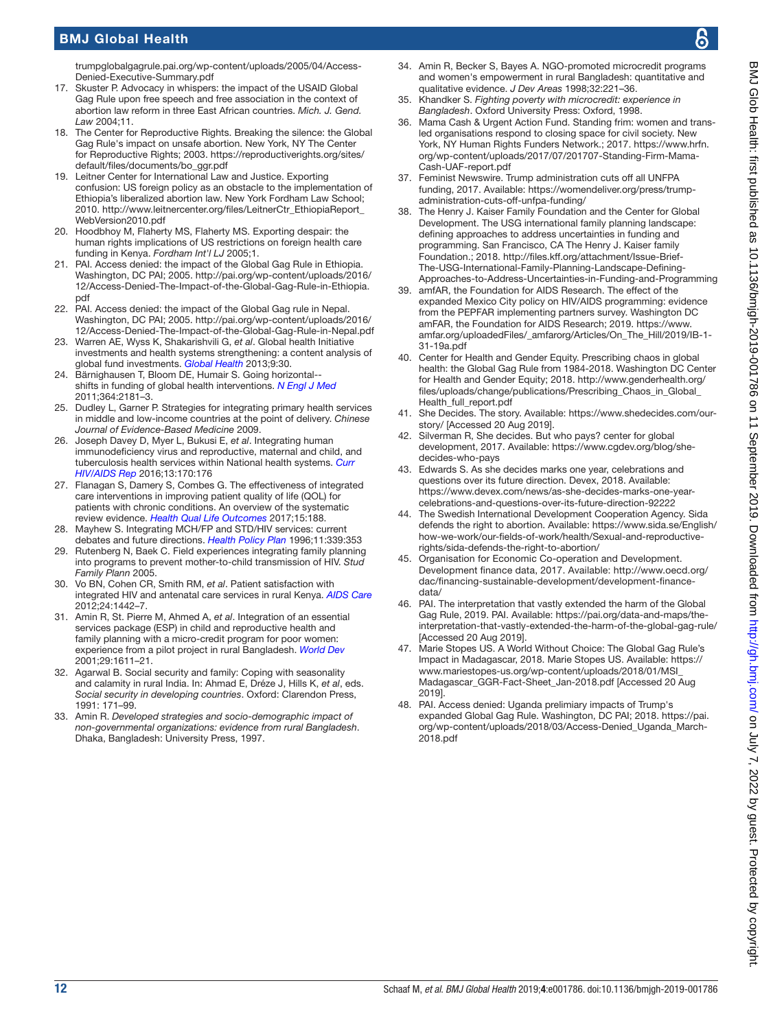trumpglobalgagrule.pai.org/wp-content/uploads/2005/04/Access-Denied-Executive-Summary.pdf

17. Skuster P. Advocacy in whispers: the impact of the USAID Global Gag Rule upon free speech and free association in the context of abortion law reform in three East African countries. *Mich. J. Gend. Law* 2004;11.
18. The Center for Reproductive Rights. Breaking the silence: the Global Gag Rule's impact on unsafe abortion. New York, NY The Center for Reproductive Rights; 2003. https://reproductiverights.org/sites/default/files/documents/bo_ggr.pdf
19. Leitner Center for International Law and Justice. Exporting confusion: US foreign policy as an obstacle to the implementation of Ethiopia's liberalized abortion law. New York Fordham Law School; 2010. http://www.leitnercenter.org/files/LeitnerCtr_EthiopiaReport_WebVersion2010.pdf
20. Hoodbhoy M, Flaherty MS, Flaherty MS. Exporting despair: the human rights implications of US restrictions on foreign health care funding in Kenya. *Fordham Int'l LJ* 2005;1.
21. PAI. Access denied: the impact of the Global Gag Rule in Ethiopia. Washington, DC PAI; 2005. http://pai.org/wp-content/uploads/2016/12/Access-Denied-The-Impact-of-the-Global-Gag-Rule-in-Ethiopia.pdf
22. PAI. Access denied: the impact of the Global Gag rule in Nepal. Washington, DC PAI; 2005. http://pai.org/wp-content/uploads/2016/12/Access-Denied-The-Impact-of-the-Global-Gag-Rule-in-Nepal.pdf
23. Warren AE, Wyss K, Shakarishvili G, *et al*. Global health Initiative investments and health systems strengthening: a content analysis of global fund investments. *Global Health* 2013;9:30.
24. Bärnighausen T, Bloom DE, Humair S. Going horizontal--shifts in funding of global health interventions. *N Engl J Med* 2011;364:2181–3.
25. Dudley L, Garner P. Strategies for integrating primary health services in middle and low-income countries at the point of delivery. *Chinese Journal of Evidence-Based Medicine* 2009.
26. Joseph Davey D, Myer L, Bukusi E, *et al*. Integrating human immunodeficiency virus and reproductive, maternal and child, and tuberculosis health services within National health systems. *Curr HIV/AIDS Rep* 2016;13:170:176
27. Flanagan S, Damery S, Combes G. The effectiveness of integrated care interventions in improving patient quality of life (QOL) for patients with chronic conditions. An overview of the systematic review evidence. *Health Qual Life Outcomes* 2017;15:188.
28. Mayhew S. Integrating MCH/FP and STD/HIV services: current debates and future directions. *Health Policy Plan* 1996;11:339:353
29. Rutenberg N, Baek C. Field experiences integrating family planning into programs to prevent mother-to-child transmission of HIV. *Stud Family Plann* 2005.
30. Vo BN, Cohen CR, Smith RM, *et al*. Patient satisfaction with integrated HIV and antenatal care services in rural Kenya. *AIDS Care* 2012;24:1442–7.
31. Amin R, St. Pierre M, Ahmed A, *et al*. Integration of an essential services package (ESP) in child and reproductive health and family planning with a micro-credit program for poor women: experience from a pilot project in rural Bangladesh. *World Dev* 2001;29:1611–21.
32. Agarwal B. Social security and family: Coping with seasonality and calamity in rural India. In: Ahmad E, Dréze J, Hills K, *et al*, eds. *Social security in developing countries*. Oxford: Clarendon Press, 1991: 171–99.
33. Amin R. *Developed strategies and socio-demographic impact of non-governmental organizations: evidence from rural Bangladesh*. Dhaka, Bangladesh: University Press, 1997.
34. Amin R, Becker S, Bayes A. NGO-promoted microcredit programs and women's empowerment in rural Bangladesh: quantitative and qualitative evidence. *J Dev Areas* 1998;32:221–36.
35. Khandker S. *Fighting poverty with microcredit: experience in Bangladesh*. Oxford University Press: Oxford, 1998.
36. Mama Cash & Urgent Action Fund. Standing frim: women and trans-led organisations respond to closing space for civil society. New York, NY Human Rights Funders Network.; 2017. https://www.hrfn.org/wp-content/uploads/2017/07/201707-Standing-Firm-Mama-Cash-UAF-report.pdf
37. Feminist Newswire. Trump administration cuts off all UNFPA funding, 2017. Available: https://womendeliver.org/press/trump-administration-cuts-off-unfpa-funding/
38. The Henry J. Kaiser Family Foundation and the Center for Global Development. The USG international family planning landscape: defining approaches to address uncertainties in funding and programming. San Francisco, CA The Henry J. Kaiser family Foundation.; 2018. http://files.kff.org/attachment/Issue-Brief-The-USG-International-Family-Planning-Landscape-Defining-Approaches-to-Address-Uncertainties-in-Funding-and-Programming
39. amfAR, the Foundation for AIDS Research. The effect of the expanded Mexico City policy on HIV/AIDS programming: evidence from the PEPFAR implementing partners survey. Washington DC amFAR, the Foundation for AIDS Research; 2019. https://www.amfar.org/uploadedFiles/_amfarorg/Articles/On_The_Hill/2019/IB-1-31-19a.pdf
40. Center for Health and Gender Equity. Prescribing chaos in global health: the Global Gag Rule from 1984-2018. Washington DC Center for Health and Gender Equity; 2018. http://www.genderhealth.org/files/uploads/change/publications/Prescribing_Chaos_in_Global_Health_full_report.pdf
41. She Decides. The story. Available: https://www.shedecides.com/our-story/ [Accessed 20 Aug 2019].
42. Silverman R, She decides. But who pays? center for global development, 2017. Available: https://www.cgdev.org/blog/she-decides-who-pays
43. Edwards S. As she decides marks one year, celebrations and questions over its future direction. Devex, 2018. Available: https://www.devex.com/news/as-she-decides-marks-one-year-celebrations-and-questions-over-its-future-direction-92222
44. The Swedish International Development Cooperation Agency. Sida defends the right to abortion. Available: https://www.sida.se/English/how-we-work/our-fields-of-work/health/Sexual-and-reproductive-rights/sida-defends-the-right-to-abortion/
45. Organisation for Economic Co-operation and Development. Development finance data, 2017. Available: http://www.oecd.org/dac/financing-sustainable-development/development-finance-data/
46. PAI. The interpretation that vastly extended the harm of the Global Gag Rule, 2019. PAI. Available: https://pai.org/data-and-maps/the-interpretation-that-vastly-extended-the-harm-of-the-global-gag-rule/ [Accessed 20 Aug 2019].
47. Marie Stopes US. A World Without Choice: The Global Gag Rule's Impact in Madagascar, 2018. Marie Stopes US. Available: https://www.mariestopes-us.org/wp-content/uploads/2018/01/MSI_Madagascar_GGR-Fact-Sheet_Jan-2018.pdf [Accessed 20 Aug 2019].
48. PAI. Access denied: Uganda prelimiary impacts of Trump's expanded Global Gag Rule. Washington, DC PAI; 2018. https://pai.org/wp-content/uploads/2018/03/Access-Denied_Uganda_March-2018.pdf